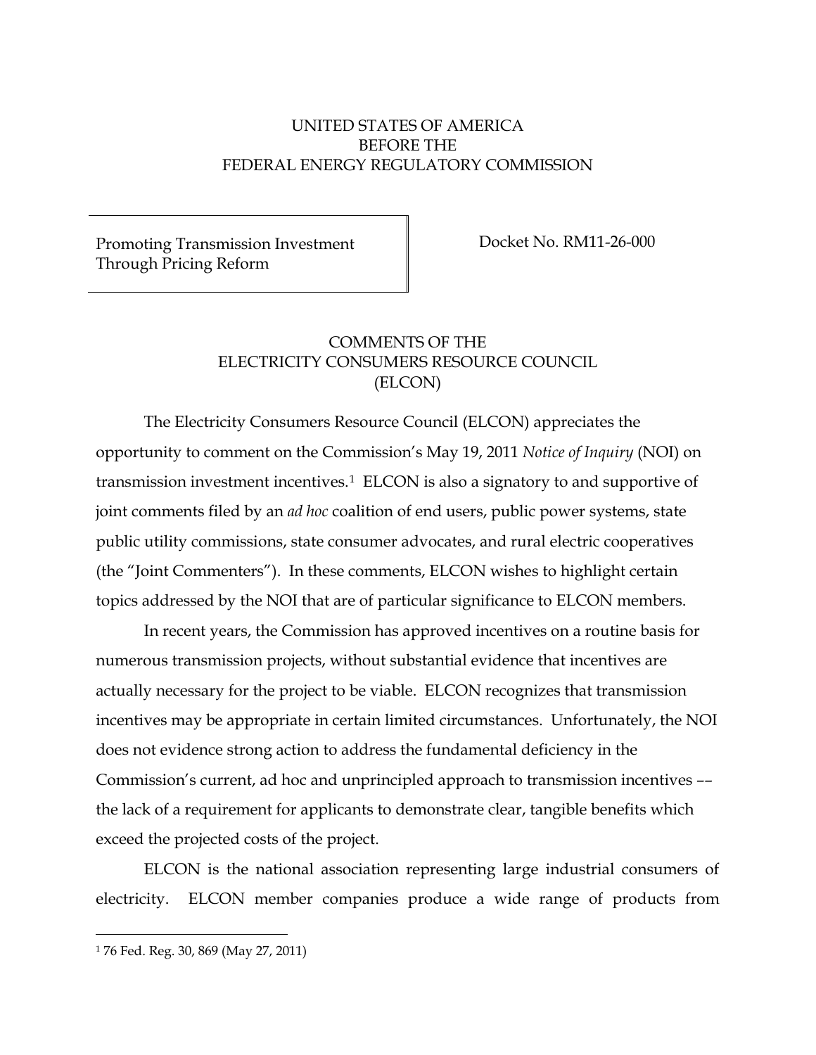UNITED STATES OF AMERICA
BEFORE THE
FEDERAL ENERGY REGULATORY COMMISSION

| Promoting Transmission Investment Through Pricing Reform | Docket No. RM11-26-000 |
| --- | --- |

COMMENTS OF THE
ELECTRICITY CONSUMERS RESOURCE COUNCIL
(ELCON)

The Electricity Consumers Resource Council (ELCON) appreciates the opportunity to comment on the Commission's May 19, 2011 *Notice of Inquiry* (NOI) on transmission investment incentives.[1] ELCON is also a signatory to and supportive of joint comments filed by an *ad hoc* coalition of end users, public power systems, state public utility commissions, state consumer advocates, and rural electric cooperatives (the "Joint Commenters"). In these comments, ELCON wishes to highlight certain topics addressed by the NOI that are of particular significance to ELCON members.

In recent years, the Commission has approved incentives on a routine basis for numerous transmission projects, without substantial evidence that incentives are actually necessary for the project to be viable. ELCON recognizes that transmission incentives may be appropriate in certain limited circumstances. Unfortunately, the NOI does not evidence strong action to address the fundamental deficiency in the Commission's current, ad hoc and unprincipled approach to transmission incentives –– the lack of a requirement for applicants to demonstrate clear, tangible benefits which exceed the projected costs of the project.

ELCON is the national association representing large industrial consumers of electricity. ELCON member companies produce a wide range of products from

[1] 76 Fed. Reg. 30, 869 (May 27, 2011)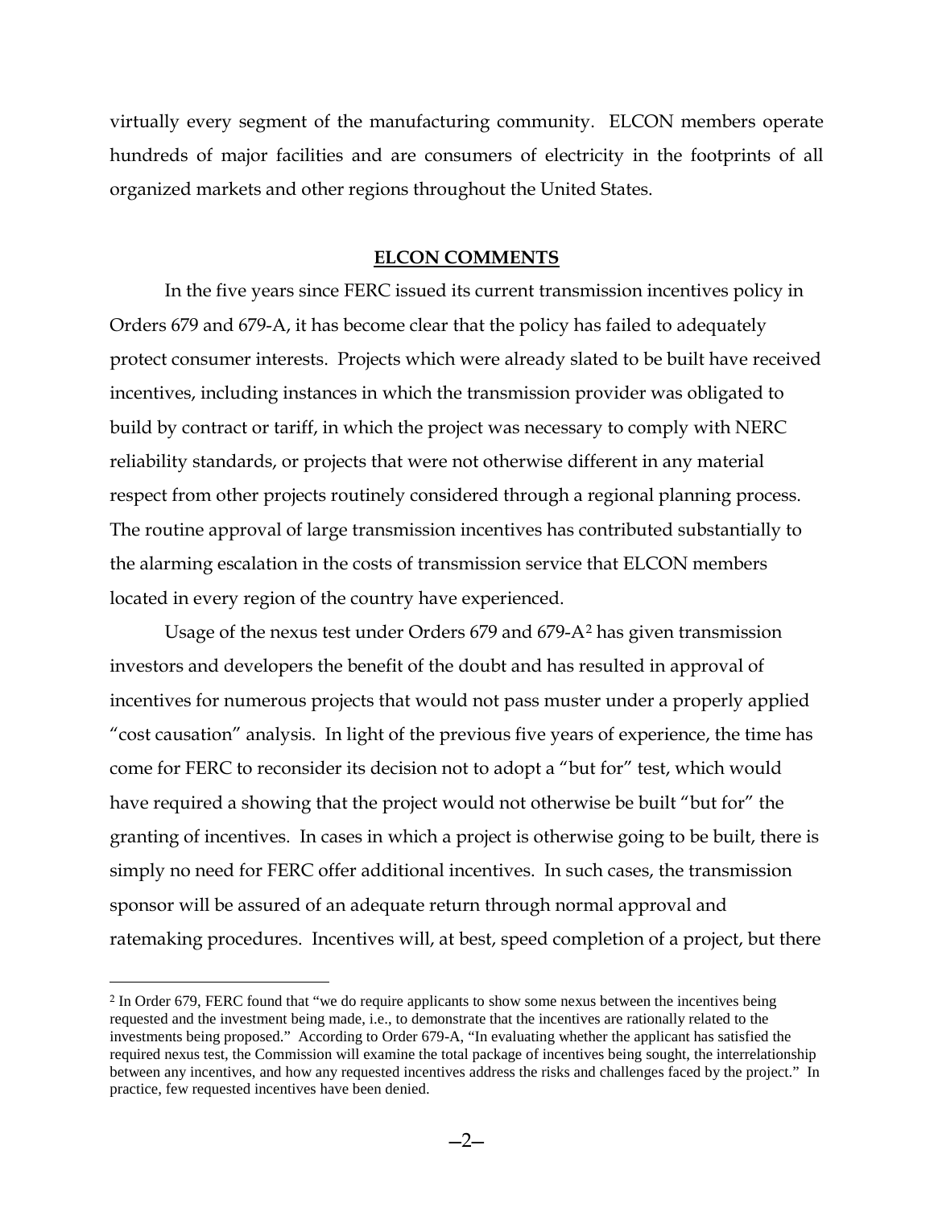virtually every segment of the manufacturing community. ELCON members operate hundreds of major facilities and are consumers of electricity in the footprints of all organized markets and other regions throughout the United States.

## ELCON COMMENTS

In the five years since FERC issued its current transmission incentives policy in Orders 679 and 679-A, it has become clear that the policy has failed to adequately protect consumer interests. Projects which were already slated to be built have received incentives, including instances in which the transmission provider was obligated to build by contract or tariff, in which the project was necessary to comply with NERC reliability standards, or projects that were not otherwise different in any material respect from other projects routinely considered through a regional planning process. The routine approval of large transmission incentives has contributed substantially to the alarming escalation in the costs of transmission service that ELCON members located in every region of the country have experienced.

Usage of the nexus test under Orders 679 and 679-A[2] has given transmission investors and developers the benefit of the doubt and has resulted in approval of incentives for numerous projects that would not pass muster under a properly applied "cost causation" analysis. In light of the previous five years of experience, the time has come for FERC to reconsider its decision not to adopt a "but for" test, which would have required a showing that the project would not otherwise be built "but for" the granting of incentives. In cases in which a project is otherwise going to be built, there is simply no need for FERC offer additional incentives. In such cases, the transmission sponsor will be assured of an adequate return through normal approval and ratemaking procedures. Incentives will, at best, speed completion of a project, but there

[2] In Order 679, FERC found that "we do require applicants to show some nexus between the incentives being requested and the investment being made, i.e., to demonstrate that the incentives are rationally related to the investments being proposed." According to Order 679-A, "In evaluating whether the applicant has satisfied the required nexus test, the Commission will examine the total package of incentives being sought, the interrelationship between any incentives, and how any requested incentives address the risks and challenges faced by the project." In practice, few requested incentives have been denied.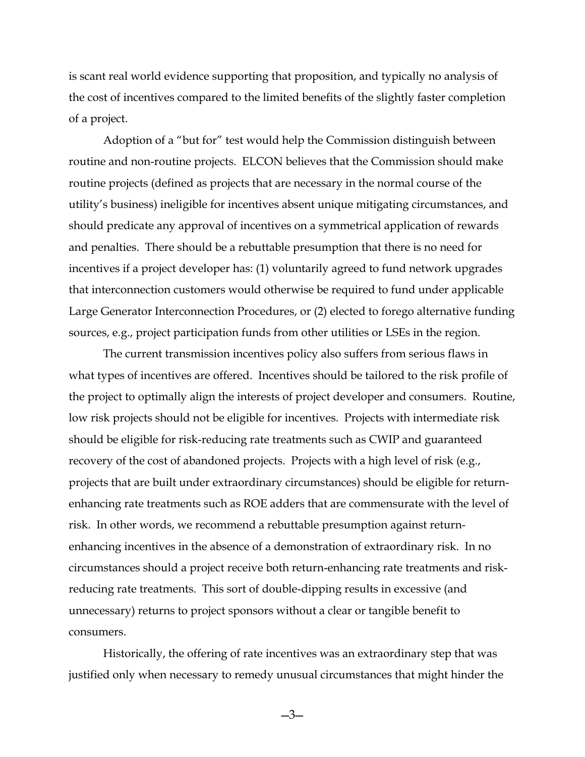is scant real world evidence supporting that proposition, and typically no analysis of the cost of incentives compared to the limited benefits of the slightly faster completion of a project.

Adoption of a "but for" test would help the Commission distinguish between routine and non-routine projects. ELCON believes that the Commission should make routine projects (defined as projects that are necessary in the normal course of the utility's business) ineligible for incentives absent unique mitigating circumstances, and should predicate any approval of incentives on a symmetrical application of rewards and penalties. There should be a rebuttable presumption that there is no need for incentives if a project developer has: (1) voluntarily agreed to fund network upgrades that interconnection customers would otherwise be required to fund under applicable Large Generator Interconnection Procedures, or (2) elected to forego alternative funding sources, e.g., project participation funds from other utilities or LSEs in the region.

The current transmission incentives policy also suffers from serious flaws in what types of incentives are offered. Incentives should be tailored to the risk profile of the project to optimally align the interests of project developer and consumers. Routine, low risk projects should not be eligible for incentives. Projects with intermediate risk should be eligible for risk-reducing rate treatments such as CWIP and guaranteed recovery of the cost of abandoned projects. Projects with a high level of risk (e.g., projects that are built under extraordinary circumstances) should be eligible for return-enhancing rate treatments such as ROE adders that are commensurate with the level of risk. In other words, we recommend a rebuttable presumption against return-enhancing incentives in the absence of a demonstration of extraordinary risk. In no circumstances should a project receive both return-enhancing rate treatments and risk-reducing rate treatments. This sort of double-dipping results in excessive (and unnecessary) returns to project sponsors without a clear or tangible benefit to consumers.

Historically, the offering of rate incentives was an extraordinary step that was justified only when necessary to remedy unusual circumstances that might hinder the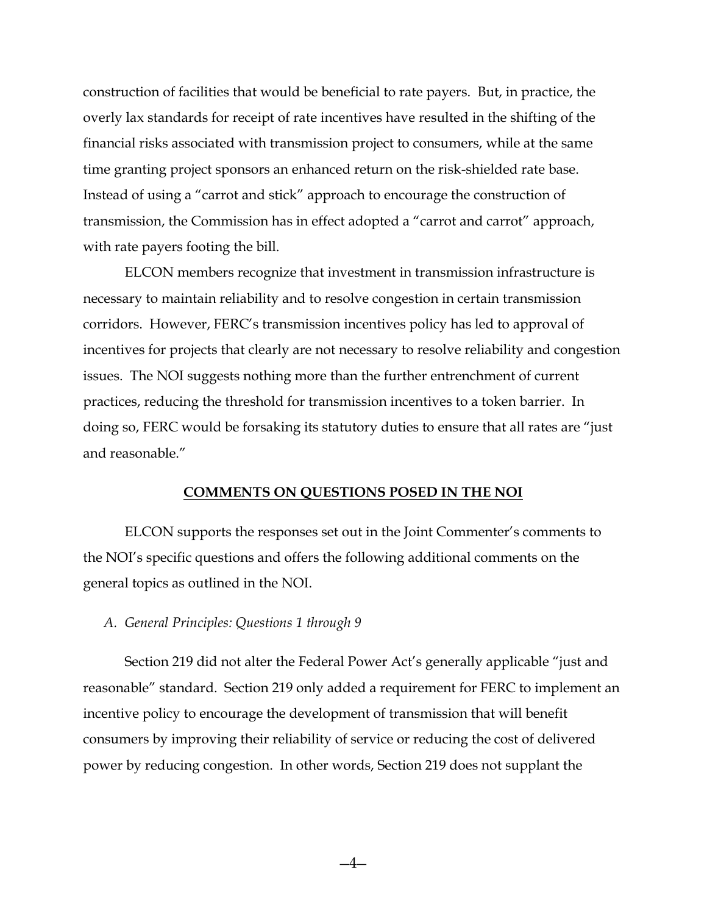construction of facilities that would be beneficial to rate payers. But, in practice, the overly lax standards for receipt of rate incentives have resulted in the shifting of the financial risks associated with transmission project to consumers, while at the same time granting project sponsors an enhanced return on the risk-shielded rate base. Instead of using a "carrot and stick" approach to encourage the construction of transmission, the Commission has in effect adopted a "carrot and carrot" approach, with rate payers footing the bill.

ELCON members recognize that investment in transmission infrastructure is necessary to maintain reliability and to resolve congestion in certain transmission corridors. However, FERC's transmission incentives policy has led to approval of incentives for projects that clearly are not necessary to resolve reliability and congestion issues. The NOI suggests nothing more than the further entrenchment of current practices, reducing the threshold for transmission incentives to a token barrier. In doing so, FERC would be forsaking its statutory duties to ensure that all rates are "just and reasonable."

## COMMENTS ON QUESTIONS POSED IN THE NOI

ELCON supports the responses set out in the Joint Commenter's comments to the NOI's specific questions and offers the following additional comments on the general topics as outlined in the NOI.

### *A. General Principles: Questions 1 through 9*

Section 219 did not alter the Federal Power Act's generally applicable "just and reasonable" standard. Section 219 only added a requirement for FERC to implement an incentive policy to encourage the development of transmission that will benefit consumers by improving their reliability of service or reducing the cost of delivered power by reducing congestion. In other words, Section 219 does not supplant the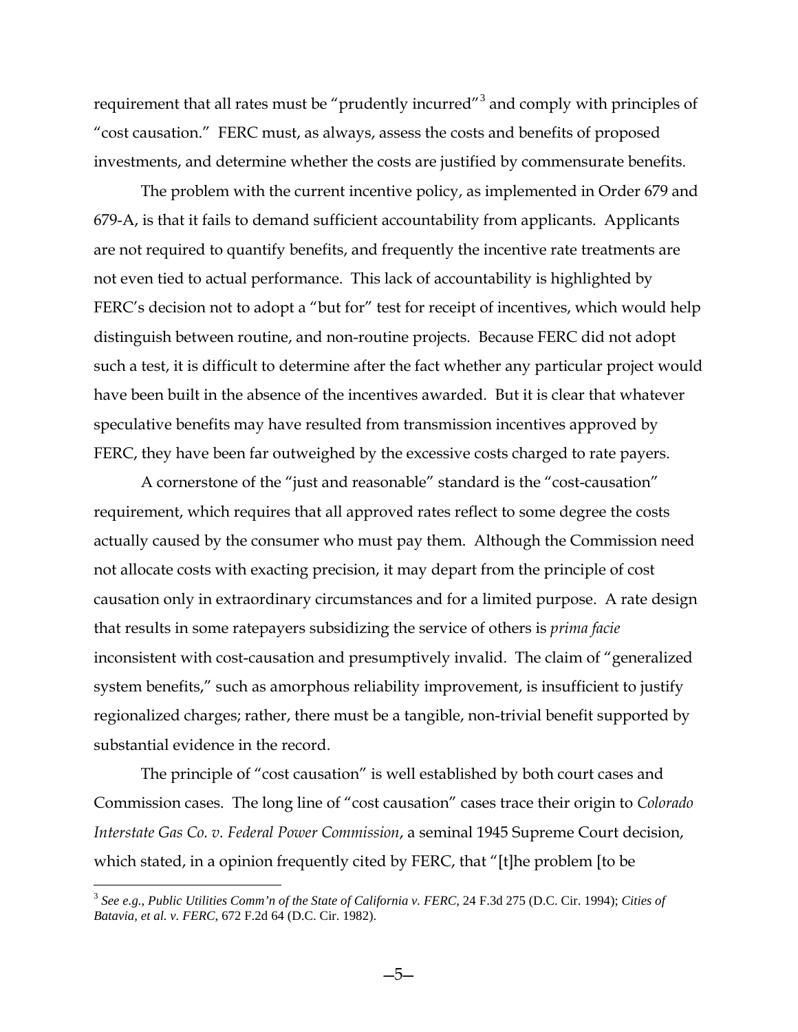requirement that all rates must be "prudently incurred"[3] and comply with principles of "cost causation." FERC must, as always, assess the costs and benefits of proposed investments, and determine whether the costs are justified by commensurate benefits.

The problem with the current incentive policy, as implemented in Order 679 and 679-A, is that it fails to demand sufficient accountability from applicants. Applicants are not required to quantify benefits, and frequently the incentive rate treatments are not even tied to actual performance. This lack of accountability is highlighted by FERC's decision not to adopt a "but for" test for receipt of incentives, which would help distinguish between routine, and non-routine projects. Because FERC did not adopt such a test, it is difficult to determine after the fact whether any particular project would have been built in the absence of the incentives awarded. But it is clear that whatever speculative benefits may have resulted from transmission incentives approved by FERC, they have been far outweighed by the excessive costs charged to rate payers.

A cornerstone of the "just and reasonable" standard is the "cost-causation" requirement, which requires that all approved rates reflect to some degree the costs actually caused by the consumer who must pay them. Although the Commission need not allocate costs with exacting precision, it may depart from the principle of cost causation only in extraordinary circumstances and for a limited purpose. A rate design that results in some ratepayers subsidizing the service of others is *prima facie* inconsistent with cost-causation and presumptively invalid. The claim of "generalized system benefits," such as amorphous reliability improvement, is insufficient to justify regionalized charges; rather, there must be a tangible, non-trivial benefit supported by substantial evidence in the record.

The principle of "cost causation" is well established by both court cases and Commission cases. The long line of "cost causation" cases trace their origin to *Colorado Interstate Gas Co. v. Federal Power Commission*, a seminal 1945 Supreme Court decision, which stated, in a opinion frequently cited by FERC, that "[t]he problem [to be

---

[3] *See e.g., Public Utilities Comm'n of the State of California v. FERC*, 24 F.3d 275 (D.C. Cir. 1994); *Cities of Batavia, et al. v. FERC*, 672 F.2d 64 (D.C. Cir. 1982).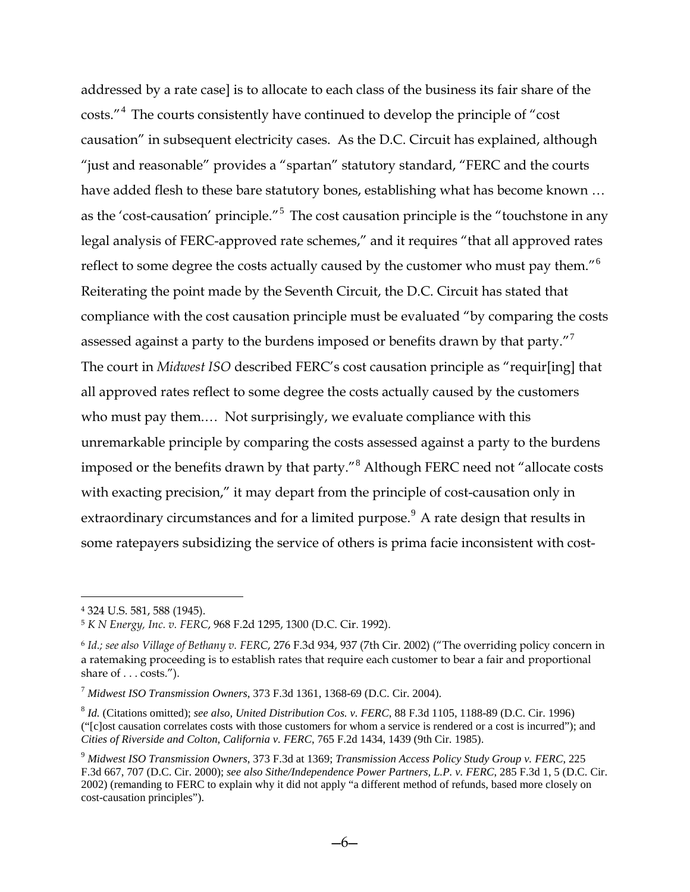addressed by a rate case] is to allocate to each class of the business its fair share of the costs."[4] The courts consistently have continued to develop the principle of "cost causation" in subsequent electricity cases. As the D.C. Circuit has explained, although "just and reasonable" provides a "spartan" statutory standard, "FERC and the courts have added flesh to these bare statutory bones, establishing what has become known … as the 'cost-causation' principle."[5] The cost causation principle is the "touchstone in any legal analysis of FERC-approved rate schemes," and it requires "that all approved rates reflect to some degree the costs actually caused by the customer who must pay them."[6] Reiterating the point made by the Seventh Circuit, the D.C. Circuit has stated that compliance with the cost causation principle must be evaluated "by comparing the costs assessed against a party to the burdens imposed or benefits drawn by that party."[7] The court in *Midwest ISO* described FERC's cost causation principle as "requir[ing] that all approved rates reflect to some degree the costs actually caused by the customers who must pay them.… Not surprisingly, we evaluate compliance with this unremarkable principle by comparing the costs assessed against a party to the burdens imposed or the benefits drawn by that party."[8] Although FERC need not "allocate costs with exacting precision," it may depart from the principle of cost-causation only in extraordinary circumstances and for a limited purpose.[9] A rate design that results in some ratepayers subsidizing the service of others is prima facie inconsistent with cost-

---

[4] 324 U.S. 581, 588 (1945).

[5] *K N Energy, Inc. v. FERC*, 968 F.2d 1295, 1300 (D.C. Cir. 1992).

[6] *Id.; see also Village of Bethany v. FERC*, 276 F.3d 934, 937 (7th Cir. 2002) ("The overriding policy concern in a ratemaking proceeding is to establish rates that require each customer to bear a fair and proportional share of . . . costs.").

[7] *Midwest ISO Transmission Owners*, 373 F.3d 1361, 1368-69 (D.C. Cir. 2004).

[8] *Id.* (Citations omitted); *see also, United Distribution Cos. v. FERC*, 88 F.3d 1105, 1188-89 (D.C. Cir. 1996) ("[c]ost causation correlates costs with those customers for whom a service is rendered or a cost is incurred"); and *Cities of Riverside and Colton, California v. FERC*, 765 F.2d 1434, 1439 (9th Cir. 1985).

[9] *Midwest ISO Transmission Owners*, 373 F.3d at 1369; *Transmission Access Policy Study Group v. FERC*, 225 F.3d 667, 707 (D.C. Cir. 2000); *see also Sithe/Independence Power Partners, L.P. v. FERC*, 285 F.3d 1, 5 (D.C. Cir. 2002) (remanding to FERC to explain why it did not apply "a different method of refunds, based more closely on cost-causation principles").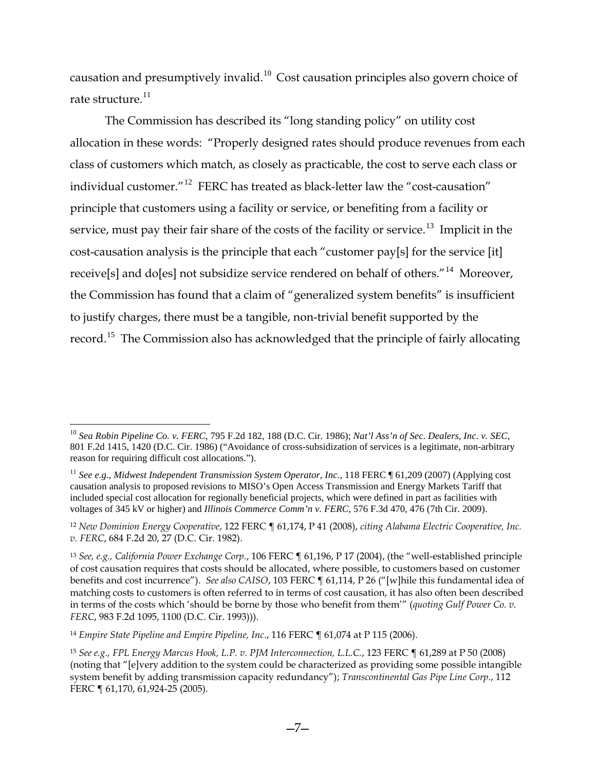causation and presumptively invalid.[10] Cost causation principles also govern choice of rate structure.[11]

The Commission has described its "long standing policy" on utility cost allocation in these words: "Properly designed rates should produce revenues from each class of customers which match, as closely as practicable, the cost to serve each class or individual customer."[12] FERC has treated as black-letter law the "cost-causation" principle that customers using a facility or service, or benefiting from a facility or service, must pay their fair share of the costs of the facility or service.[13] Implicit in the cost-causation analysis is the principle that each "customer pay[s] for the service [it] receive[s] and do[es] not subsidize service rendered on behalf of others."[14] Moreover, the Commission has found that a claim of "generalized system benefits" is insufficient to justify charges, there must be a tangible, non-trivial benefit supported by the record.[15] The Commission also has acknowledged that the principle of fairly allocating

---

[10] *Sea Robin Pipeline Co. v. FERC*, 795 F.2d 182, 188 (D.C. Cir. 1986); *Nat'l Ass'n of Sec. Dealers, Inc. v. SEC*, 801 F.2d 1415, 1420 (D.C. Cir. 1986) ("Avoidance of cross-subsidization of services is a legitimate, non-arbitrary reason for requiring difficult cost allocations.").

[11] *See e.g.*, *Midwest Independent Transmission System Operator, Inc.*, 118 FERC ¶ 61,209 (2007) (Applying cost causation analysis to proposed revisions to MISO's Open Access Transmission and Energy Markets Tariff that included special cost allocation for regionally beneficial projects, which were defined in part as facilities with voltages of 345 kV or higher) and *Illinois Commerce Comm'n v. FERC*, 576 F.3d 470, 476 (7th Cir. 2009).

[12] *New Dominion Energy Cooperative*, 122 FERC ¶ 61,174, P 41 (2008), *citing Alabama Electric Cooperative, Inc. v. FERC*, 684 F.2d 20, 27 (D.C. Cir. 1982).

[13] *See, e.g., California Power Exchange Corp.*, 106 FERC ¶ 61,196, P 17 (2004), (the "well-established principle of cost causation requires that costs should be allocated, where possible, to customers based on customer benefits and cost incurrence"). *See also CAISO*, 103 FERC ¶ 61,114, P 26 ("[w]hile this fundamental idea of matching costs to customers is often referred to in terms of cost causation, it has also often been described in terms of the costs which 'should be borne by those who benefit from them'" (*quoting Gulf Power Co. v. FERC*, 983 F.2d 1095, 1100 (D.C. Cir. 1993))).

[14] *Empire State Pipeline and Empire Pipeline, Inc*., 116 FERC ¶ 61,074 at P 115 (2006).

[15] *See e.g., FPL Energy Marcus Hook, L.P. v. PJM Interconnection, L.L.C.*, 123 FERC ¶ 61,289 at P 50 (2008) (noting that "[e]very addition to the system could be characterized as providing some possible intangible system benefit by adding transmission capacity redundancy"); *Transcontinental Gas Pipe Line Corp*., 112 FERC ¶ 61,170, 61,924-25 (2005).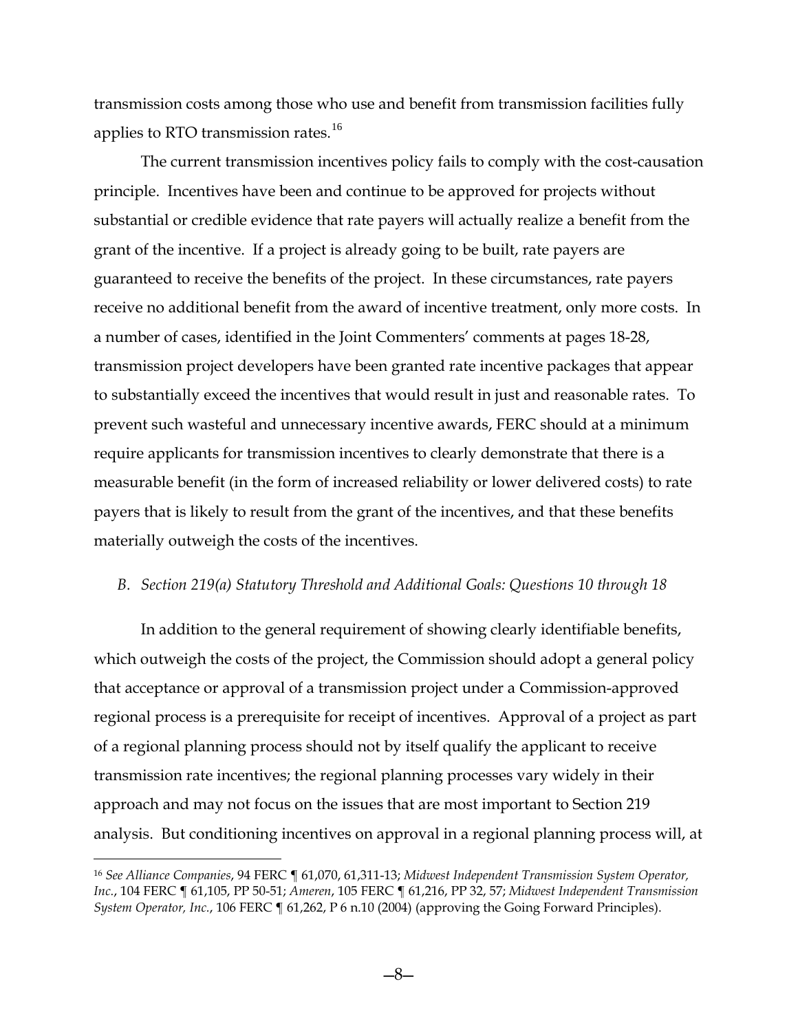transmission costs among those who use and benefit from transmission facilities fully applies to RTO transmission rates.[16]

The current transmission incentives policy fails to comply with the cost-causation principle. Incentives have been and continue to be approved for projects without substantial or credible evidence that rate payers will actually realize a benefit from the grant of the incentive. If a project is already going to be built, rate payers are guaranteed to receive the benefits of the project. In these circumstances, rate payers receive no additional benefit from the award of incentive treatment, only more costs. In a number of cases, identified in the Joint Commenters' comments at pages 18-28, transmission project developers have been granted rate incentive packages that appear to substantially exceed the incentives that would result in just and reasonable rates. To prevent such wasteful and unnecessary incentive awards, FERC should at a minimum require applicants for transmission incentives to clearly demonstrate that there is a measurable benefit (in the form of increased reliability or lower delivered costs) to rate payers that is likely to result from the grant of the incentives, and that these benefits materially outweigh the costs of the incentives.

### *B. Section 219(a) Statutory Threshold and Additional Goals: Questions 10 through 18*

In addition to the general requirement of showing clearly identifiable benefits, which outweigh the costs of the project, the Commission should adopt a general policy that acceptance or approval of a transmission project under a Commission-approved regional process is a prerequisite for receipt of incentives. Approval of a project as part of a regional planning process should not by itself qualify the applicant to receive transmission rate incentives; the regional planning processes vary widely in their approach and may not focus on the issues that are most important to Section 219 analysis. But conditioning incentives on approval in a regional planning process will, at

---

[16] *See Alliance Companies*, 94 FERC ¶ 61,070, 61,311-13; *Midwest Independent Transmission System Operator, Inc.*, 104 FERC ¶ 61,105, PP 50-51; *Ameren*, 105 FERC ¶ 61,216, PP 32, 57; *Midwest Independent Transmission System Operator, Inc.*, 106 FERC ¶ 61,262, P 6 n.10 (2004) (approving the Going Forward Principles).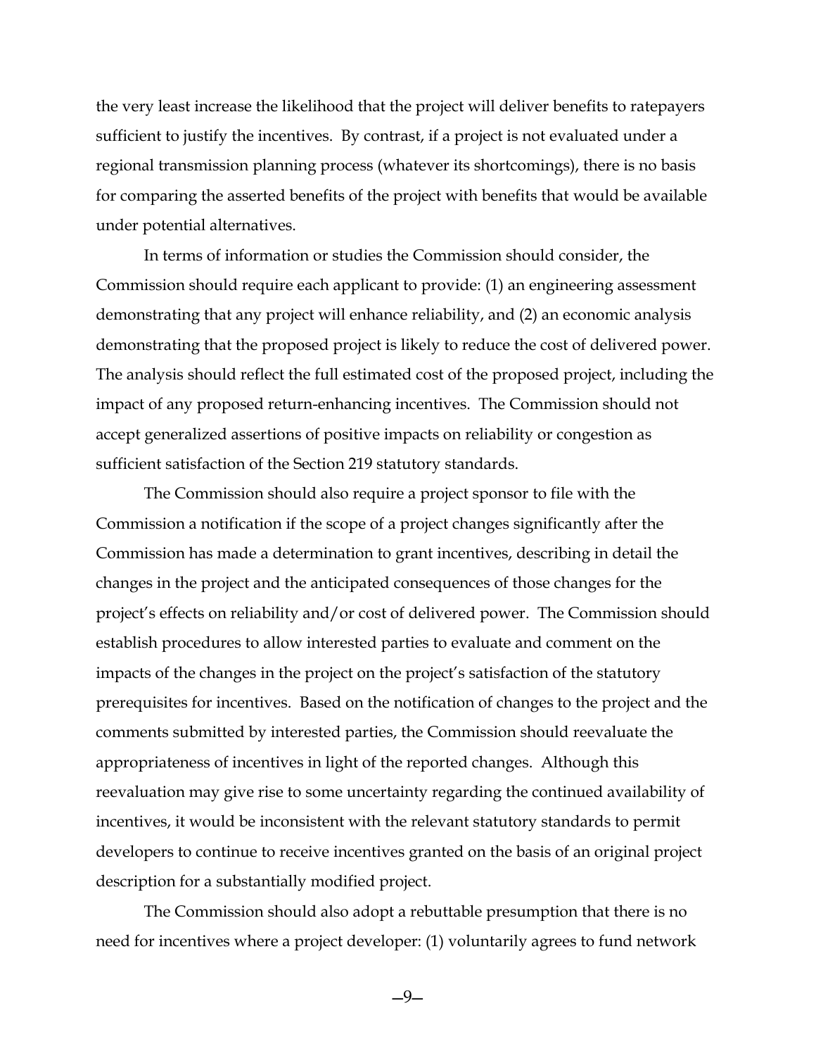the very least increase the likelihood that the project will deliver benefits to ratepayers sufficient to justify the incentives. By contrast, if a project is not evaluated under a regional transmission planning process (whatever its shortcomings), there is no basis for comparing the asserted benefits of the project with benefits that would be available under potential alternatives.

In terms of information or studies the Commission should consider, the Commission should require each applicant to provide: (1) an engineering assessment demonstrating that any project will enhance reliability, and (2) an economic analysis demonstrating that the proposed project is likely to reduce the cost of delivered power. The analysis should reflect the full estimated cost of the proposed project, including the impact of any proposed return-enhancing incentives. The Commission should not accept generalized assertions of positive impacts on reliability or congestion as sufficient satisfaction of the Section 219 statutory standards.

The Commission should also require a project sponsor to file with the Commission a notification if the scope of a project changes significantly after the Commission has made a determination to grant incentives, describing in detail the changes in the project and the anticipated consequences of those changes for the project's effects on reliability and/or cost of delivered power. The Commission should establish procedures to allow interested parties to evaluate and comment on the impacts of the changes in the project on the project's satisfaction of the statutory prerequisites for incentives. Based on the notification of changes to the project and the comments submitted by interested parties, the Commission should reevaluate the appropriateness of incentives in light of the reported changes. Although this reevaluation may give rise to some uncertainty regarding the continued availability of incentives, it would be inconsistent with the relevant statutory standards to permit developers to continue to receive incentives granted on the basis of an original project description for a substantially modified project.

The Commission should also adopt a rebuttable presumption that there is no need for incentives where a project developer: (1) voluntarily agrees to fund network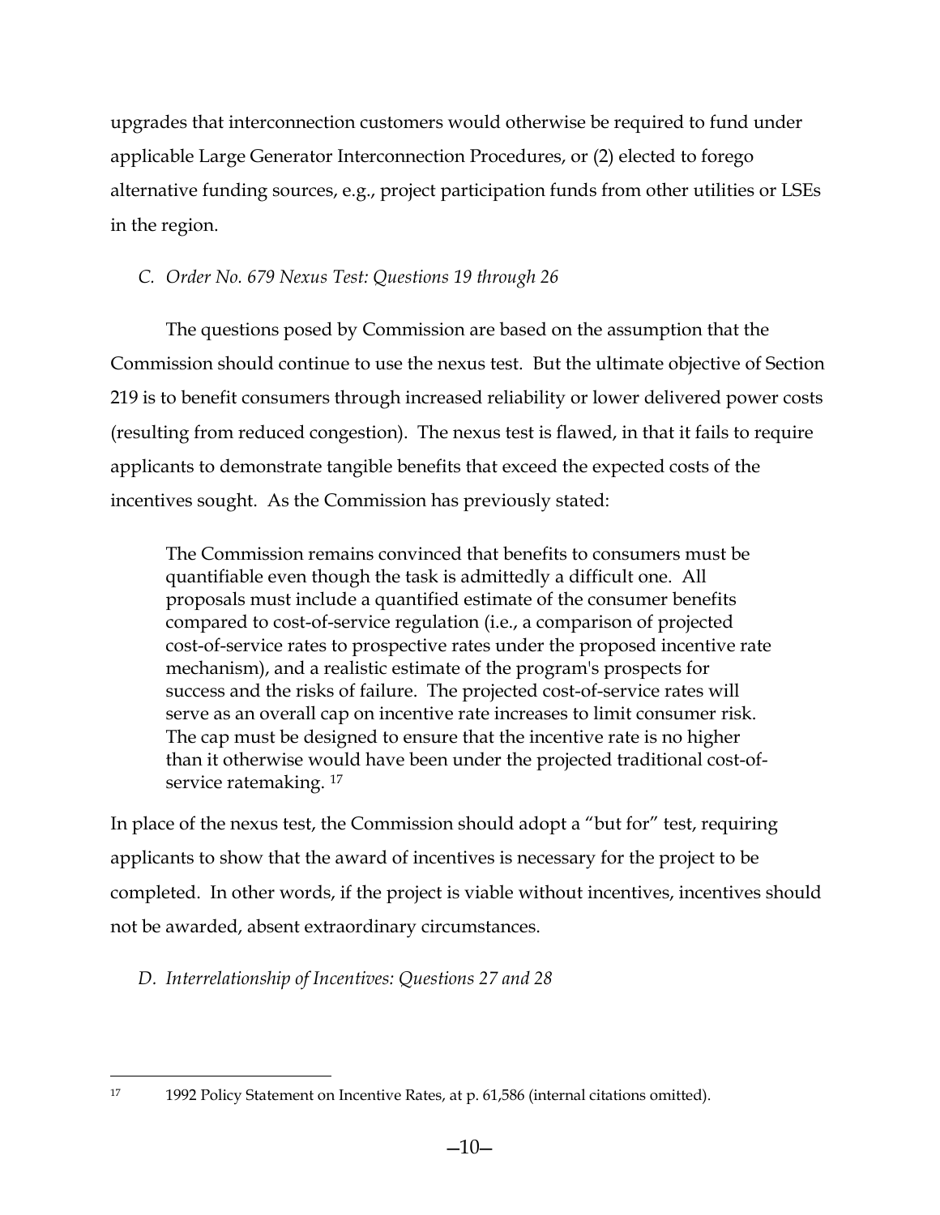upgrades that interconnection customers would otherwise be required to fund under applicable Large Generator Interconnection Procedures, or (2) elected to forego alternative funding sources, e.g., project participation funds from other utilities or LSEs in the region.

### *C. Order No. 679 Nexus Test: Questions 19 through 26*

The questions posed by Commission are based on the assumption that the Commission should continue to use the nexus test. But the ultimate objective of Section 219 is to benefit consumers through increased reliability or lower delivered power costs (resulting from reduced congestion). The nexus test is flawed, in that it fails to require applicants to demonstrate tangible benefits that exceed the expected costs of the incentives sought. As the Commission has previously stated:

> The Commission remains convinced that benefits to consumers must be quantifiable even though the task is admittedly a difficult one. All proposals must include a quantified estimate of the consumer benefits compared to cost-of-service regulation (i.e., a comparison of projected cost-of-service rates to prospective rates under the proposed incentive rate mechanism), and a realistic estimate of the program's prospects for success and the risks of failure. The projected cost-of-service rates will serve as an overall cap on incentive rate increases to limit consumer risk. The cap must be designed to ensure that the incentive rate is no higher than it otherwise would have been under the projected traditional cost-of-service ratemaking. [17]

In place of the nexus test, the Commission should adopt a "but for" test, requiring applicants to show that the award of incentives is necessary for the project to be completed. In other words, if the project is viable without incentives, incentives should not be awarded, absent extraordinary circumstances.

### *D. Interrelationship of Incentives: Questions 27 and 28*

---

[17] 1992 Policy Statement on Incentive Rates, at p. 61,586 (internal citations omitted).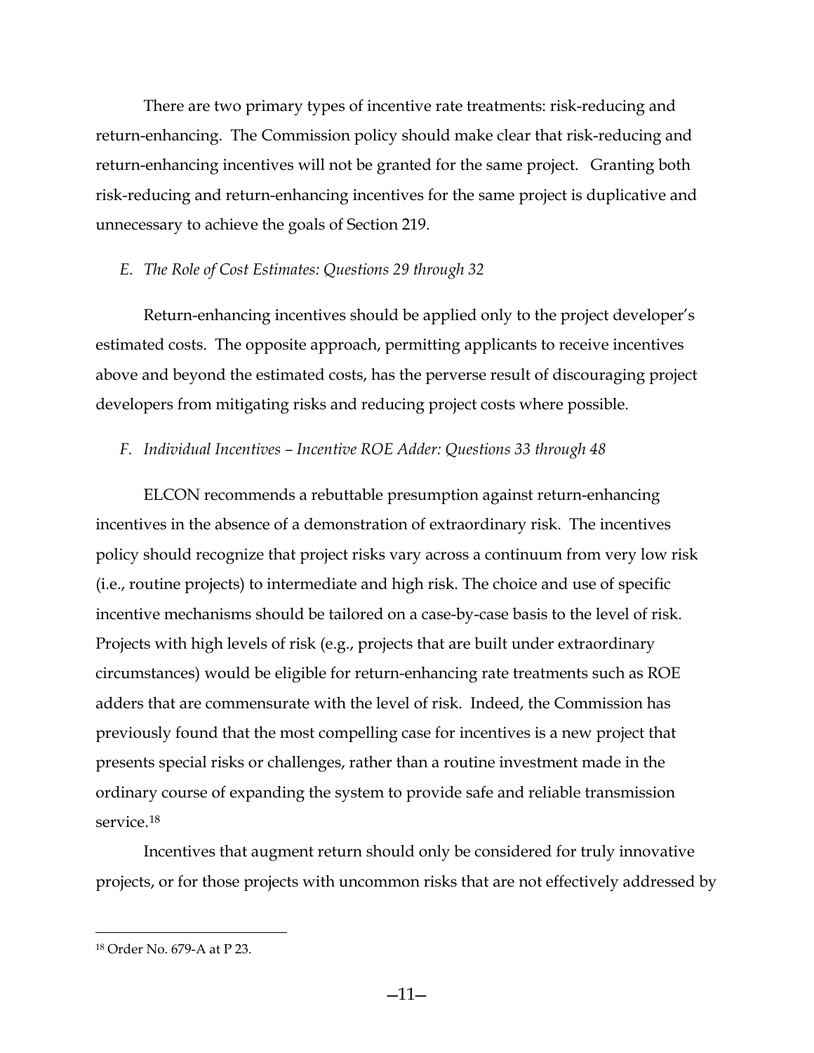There are two primary types of incentive rate treatments: risk-reducing and return-enhancing. The Commission policy should make clear that risk-reducing and return-enhancing incentives will not be granted for the same project. Granting both risk-reducing and return-enhancing incentives for the same project is duplicative and unnecessary to achieve the goals of Section 219.

### *E. The Role of Cost Estimates: Questions 29 through 32*

Return-enhancing incentives should be applied only to the project developer's estimated costs. The opposite approach, permitting applicants to receive incentives above and beyond the estimated costs, has the perverse result of discouraging project developers from mitigating risks and reducing project costs where possible.

### *F. Individual Incentives – Incentive ROE Adder: Questions 33 through 48*

ELCON recommends a rebuttable presumption against return-enhancing incentives in the absence of a demonstration of extraordinary risk. The incentives policy should recognize that project risks vary across a continuum from very low risk (i.e., routine projects) to intermediate and high risk. The choice and use of specific incentive mechanisms should be tailored on a case-by-case basis to the level of risk. Projects with high levels of risk (e.g., projects that are built under extraordinary circumstances) would be eligible for return-enhancing rate treatments such as ROE adders that are commensurate with the level of risk. Indeed, the Commission has previously found that the most compelling case for incentives is a new project that presents special risks or challenges, rather than a routine investment made in the ordinary course of expanding the system to provide safe and reliable transmission service.[18]

Incentives that augment return should only be considered for truly innovative projects, or for those projects with uncommon risks that are not effectively addressed by

---

[18] Order No. 679-A at P 23.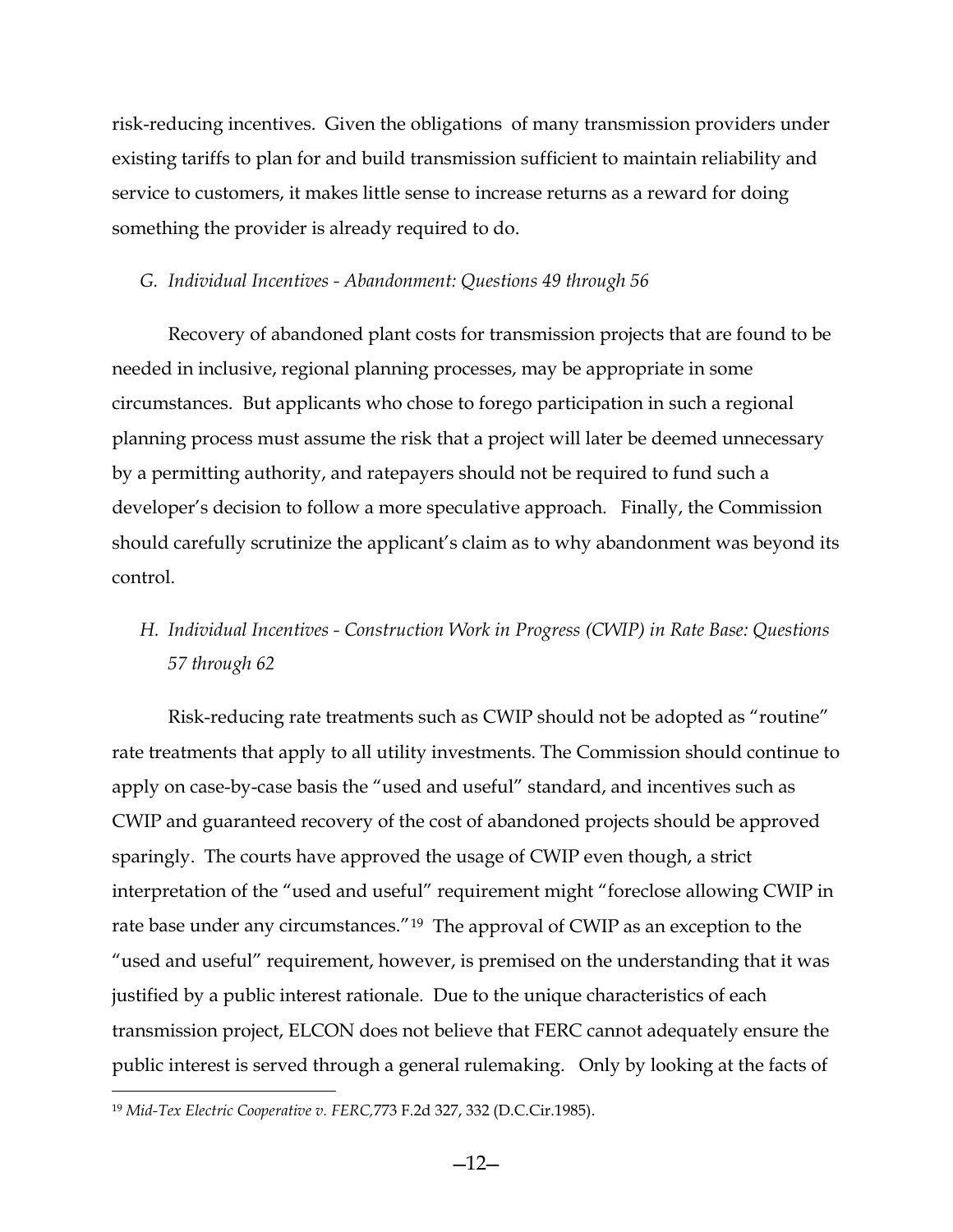risk-reducing incentives. Given the obligations of many transmission providers under existing tariffs to plan for and build transmission sufficient to maintain reliability and service to customers, it makes little sense to increase returns as a reward for doing something the provider is already required to do.

### *G. Individual Incentives - Abandonment: Questions 49 through 56*

Recovery of abandoned plant costs for transmission projects that are found to be needed in inclusive, regional planning processes, may be appropriate in some circumstances. But applicants who chose to forego participation in such a regional planning process must assume the risk that a project will later be deemed unnecessary by a permitting authority, and ratepayers should not be required to fund such a developer's decision to follow a more speculative approach. Finally, the Commission should carefully scrutinize the applicant's claim as to why abandonment was beyond its control.

### *H. Individual Incentives - Construction Work in Progress (CWIP) in Rate Base: Questions 57 through 62*

Risk-reducing rate treatments such as CWIP should not be adopted as "routine" rate treatments that apply to all utility investments. The Commission should continue to apply on case-by-case basis the "used and useful" standard, and incentives such as CWIP and guaranteed recovery of the cost of abandoned projects should be approved sparingly. The courts have approved the usage of CWIP even though, a strict interpretation of the "used and useful" requirement might "foreclose allowing CWIP in rate base under any circumstances."[19] The approval of CWIP as an exception to the "used and useful" requirement, however, is premised on the understanding that it was justified by a public interest rationale. Due to the unique characteristics of each transmission project, ELCON does not believe that FERC cannot adequately ensure the public interest is served through a general rulemaking. Only by looking at the facts of

---

[19] *Mid-Tex Electric Cooperative v. FERC*,773 F.2d 327, 332 (D.C.Cir.1985).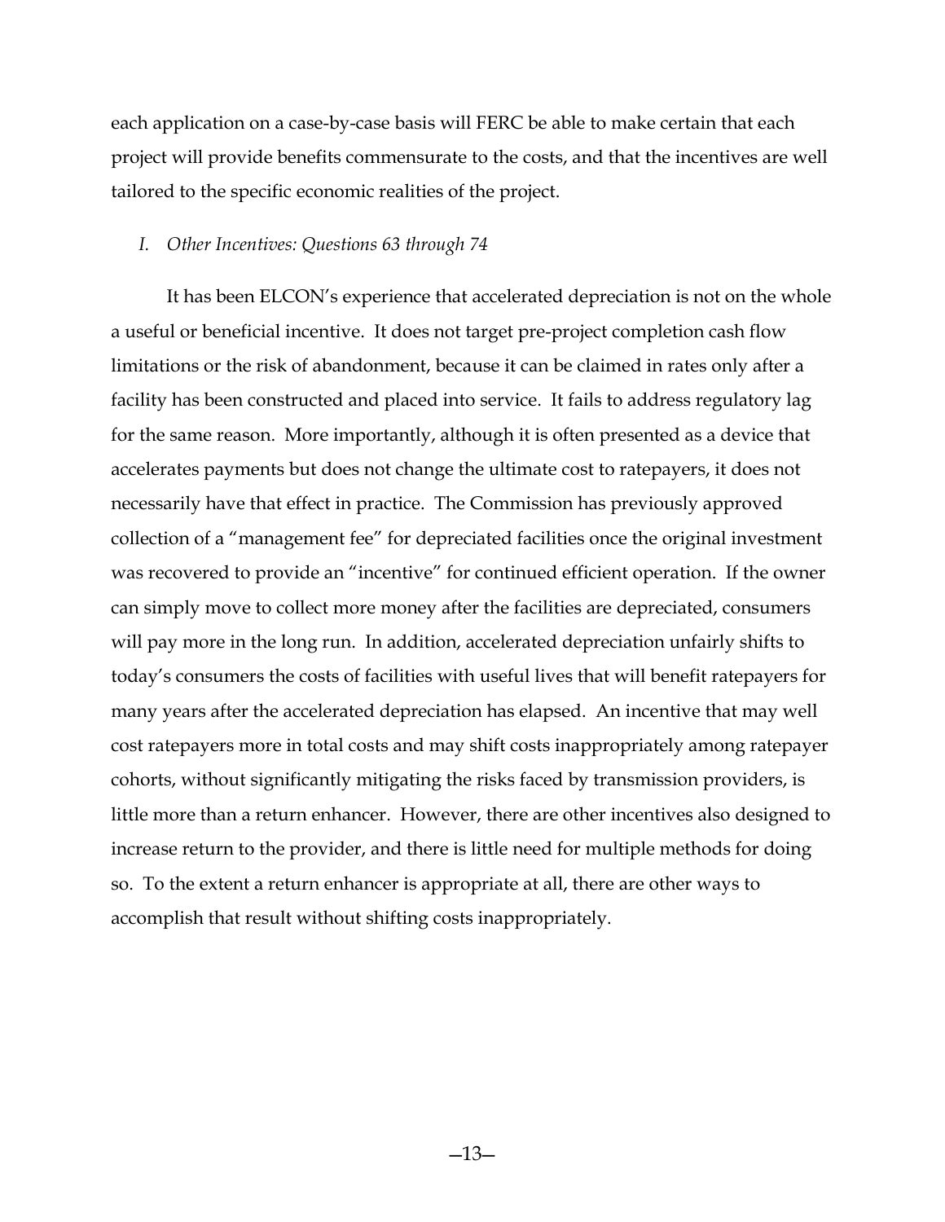each application on a case-by-case basis will FERC be able to make certain that each project will provide benefits commensurate to the costs, and that the incentives are well tailored to the specific economic realities of the project.

### *I. Other Incentives: Questions 63 through 74*

It has been ELCON's experience that accelerated depreciation is not on the whole a useful or beneficial incentive. It does not target pre-project completion cash flow limitations or the risk of abandonment, because it can be claimed in rates only after a facility has been constructed and placed into service. It fails to address regulatory lag for the same reason. More importantly, although it is often presented as a device that accelerates payments but does not change the ultimate cost to ratepayers, it does not necessarily have that effect in practice. The Commission has previously approved collection of a "management fee" for depreciated facilities once the original investment was recovered to provide an "incentive" for continued efficient operation. If the owner can simply move to collect more money after the facilities are depreciated, consumers will pay more in the long run. In addition, accelerated depreciation unfairly shifts to today's consumers the costs of facilities with useful lives that will benefit ratepayers for many years after the accelerated depreciation has elapsed. An incentive that may well cost ratepayers more in total costs and may shift costs inappropriately among ratepayer cohorts, without significantly mitigating the risks faced by transmission providers, is little more than a return enhancer. However, there are other incentives also designed to increase return to the provider, and there is little need for multiple methods for doing so. To the extent a return enhancer is appropriate at all, there are other ways to accomplish that result without shifting costs inappropriately.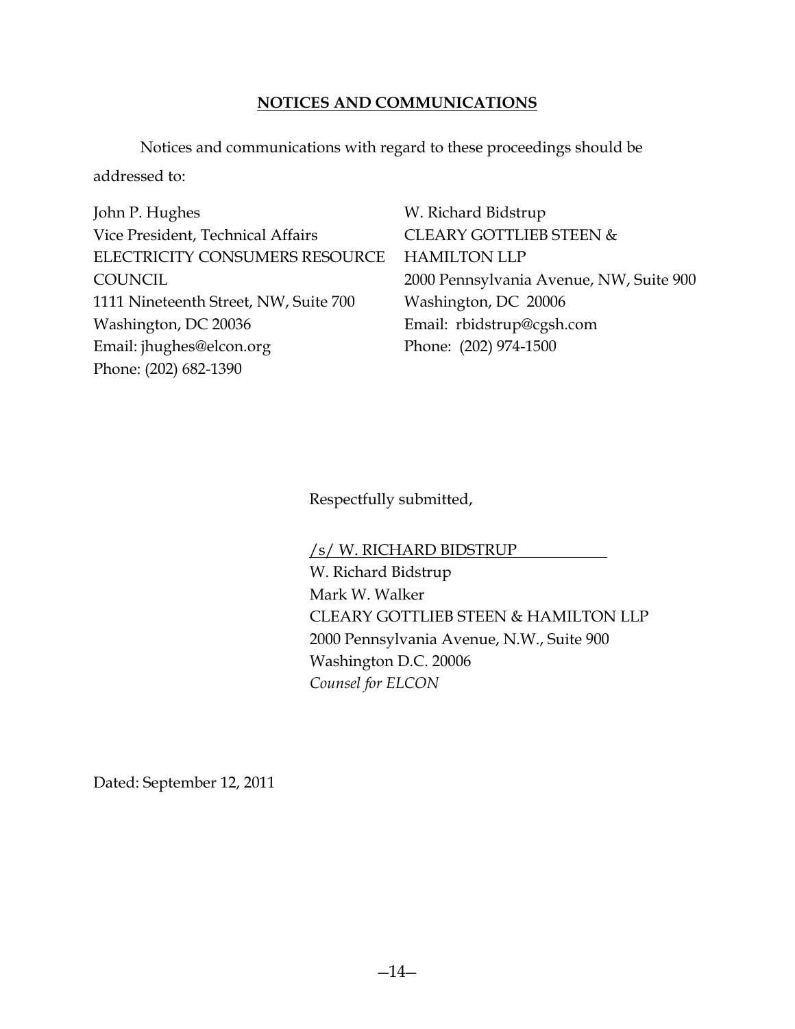## NOTICES AND COMMUNICATIONS

Notices and communications with regard to these proceedings should be addressed to:

John P. Hughes
Vice President, Technical Affairs
ELECTRICITY CONSUMERS RESOURCE COUNCIL
1111 Nineteenth Street, NW, Suite 700
Washington, DC 20036
Email: jhughes@elcon.org
Phone: (202) 682-1390

W. Richard Bidstrup
CLEARY GOTTLIEB STEEN & HAMILTON LLP
2000 Pennsylvania Avenue, NW, Suite 900
Washington, DC 20006
Email: rbidstrup@cgsh.com
Phone: (202) 974-1500

Respectfully submitted,

/s/ W. RICHARD BIDSTRUP
W. Richard Bidstrup
Mark W. Walker
CLEARY GOTTLIEB STEEN & HAMILTON LLP
2000 Pennsylvania Avenue, N.W., Suite 900
Washington D.C. 20006
*Counsel for ELCON*

Dated: September 12, 2011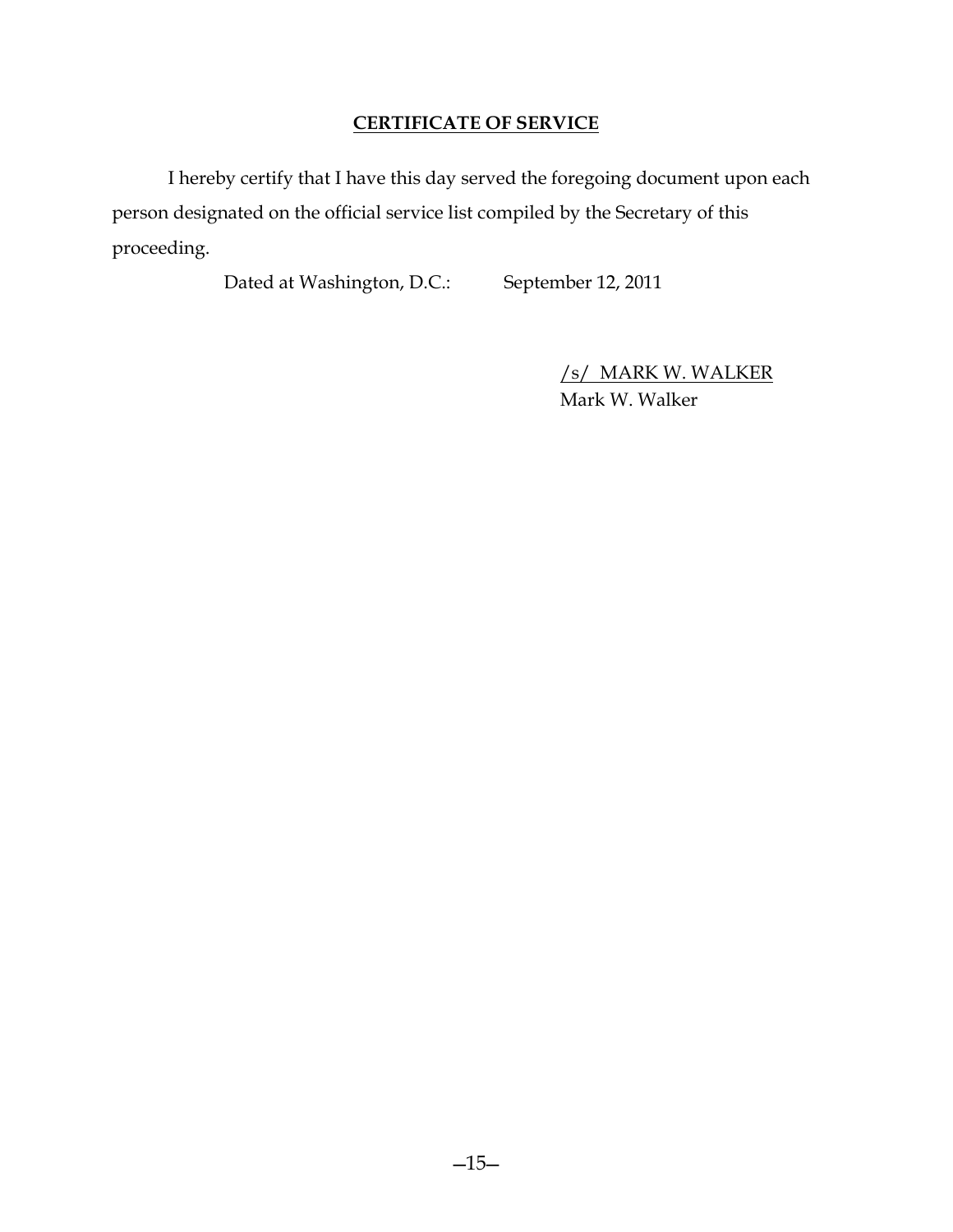## CERTIFICATE OF SERVICE

I hereby certify that I have this day served the foregoing document upon each person designated on the official service list compiled by the Secretary of this proceeding.

Dated at Washington, D.C.: September 12, 2011

/s/ MARK W. WALKER
Mark W. Walker